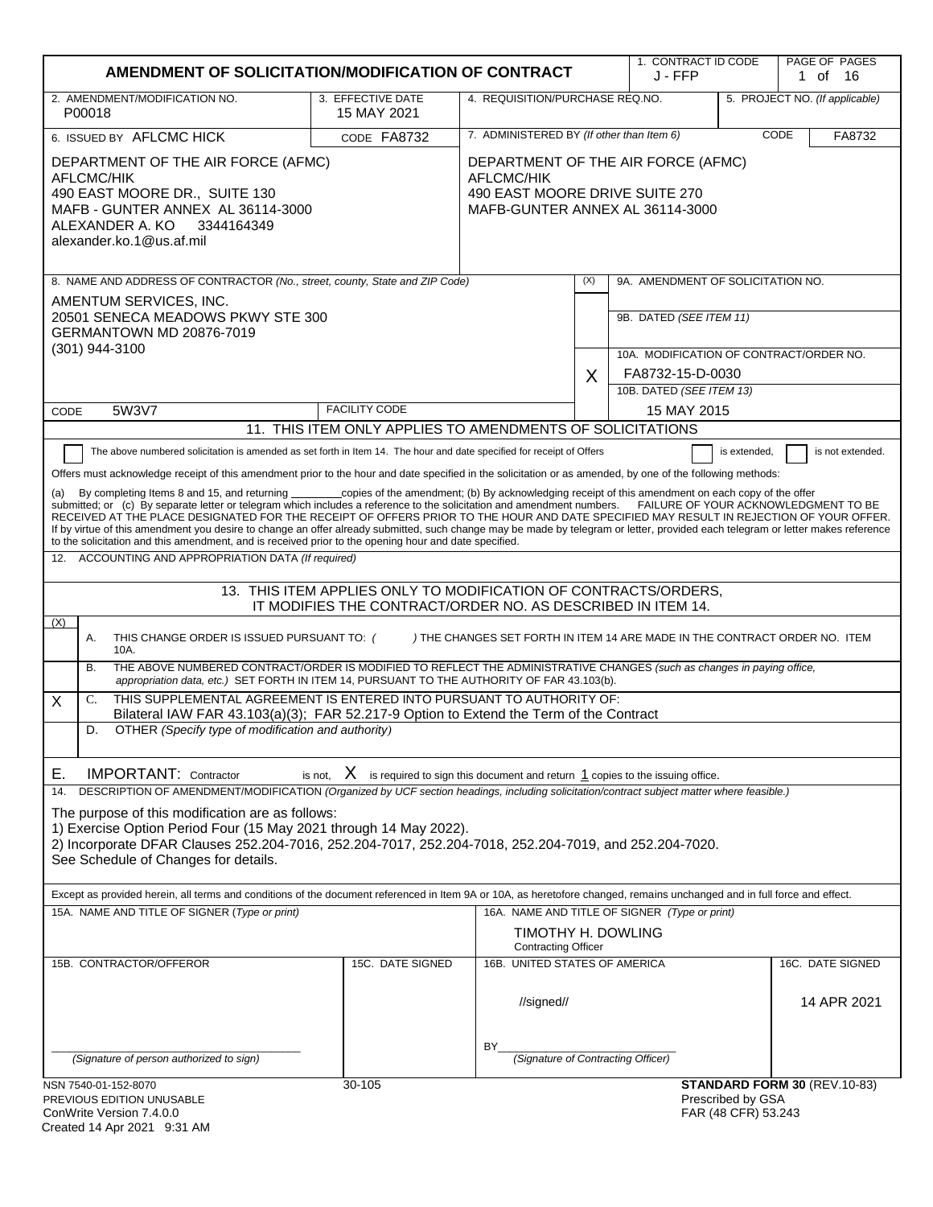# AMENDMENT OF SOLICITATION/MODIFICATION OF CONTRACT

| 1. CONTRACT ID CODE | PAGE OF PAGES |
|---|---|
| J - FFP | 1 of 16 |

| 2. AMENDMENT/MODIFICATION NO. | 3. EFFECTIVE DATE | 4. REQUISITION/PURCHASE REQ.NO. | 5. PROJECT NO. (If applicable) |
|---|---|---|---|
| P00018 | 15 MAY 2021 | | |

| 6. ISSUED BY AFLCMC HICK | CODE FA8732 | 7. ADMINISTERED BY (If other than Item 6) | CODE FA8732 |
|---|---|---|---|
| DEPARTMENT OF THE AIR FORCE (AFMC)<br>AFLCMC/HIK<br>490 EAST MOORE DR., SUITE 130<br>MAFB - GUNTER ANNEX AL 36114-3000<br>ALEXANDER A. KO 3344164349<br>alexander.ko.1@us.af.mil | | DEPARTMENT OF THE AIR FORCE (AFMC)<br>AFLCMC/HIK<br>490 EAST MOORE DRIVE SUITE 270<br>MAFB-GUNTER ANNEX AL 36114-3000 | |

**8. NAME AND ADDRESS OF CONTRACTOR** (No., street, county, State and ZIP Code)

AMENTUM SERVICES, INC.
20501 SENECA MEADOWS PKWY STE 300
GERMANTOWN MD 20876-7019
(301) 944-3100

CODE 5W3V7 | FACILITY CODE

| (X) | |
|---|---|
| | 9A. AMENDMENT OF SOLICITATION NO. |
| | 9B. DATED (SEE ITEM 11) |
| X | 10A. MODIFICATION OF CONTRACT/ORDER NO.<br>FA8732-15-D-0030 |
| | 10B. DATED (SEE ITEM 13)<br>15 MAY 2015 |

## 11. THIS ITEM ONLY APPLIES TO AMENDMENTS OF SOLICITATIONS

☐ The above numbered solicitation is amended as set forth in Item 14. The hour and date specified for receipt of Offers ☐ is extended, ☐ is not extended.

Offers must acknowledge receipt of this amendment prior to the hour and date specified in the solicitation or as amended, by one of the following methods:

(a) By completing Items 8 and 15, and returning ________copies of the amendment; (b) By acknowledging receipt of this amendment on each copy of the offer submitted; or (c) By separate letter or telegram which includes a reference to the solicitation and amendment numbers. FAILURE OF YOUR ACKNOWLEDGMENT TO BE RECEIVED AT THE PLACE DESIGNATED FOR THE RECEIPT OF OFFERS PRIOR TO THE HOUR AND DATE SPECIFIED MAY RESULT IN REJECTION OF YOUR OFFER. If by virtue of this amendment you desire to change an offer already submitted, such change may be made by telegram or letter, provided each telegram or letter makes reference to the solicitation and this amendment, and is received prior to the opening hour and date specified.

**12. ACCOUNTING AND APPROPRIATION DATA** (If required)

## 13. THIS ITEM APPLIES ONLY TO MODIFICATION OF CONTRACTS/ORDERS, IT MODIFIES THE CONTRACT/ORDER NO. AS DESCRIBED IN ITEM 14.

| (X) | |
|---|---|
| | A. THIS CHANGE ORDER IS ISSUED PURSUANT TO: ( ) THE CHANGES SET FORTH IN ITEM 14 ARE MADE IN THE CONTRACT ORDER NO. ITEM 10A. |
| | B. THE ABOVE NUMBERED CONTRACT/ORDER IS MODIFIED TO REFLECT THE ADMINISTRATIVE CHANGES (such as changes in paying office, appropriation data, etc.) SET FORTH IN ITEM 14, PURSUANT TO THE AUTHORITY OF FAR 43.103(b). |
| X | C. THIS SUPPLEMENTAL AGREEMENT IS ENTERED INTO PURSUANT TO AUTHORITY OF:<br>Bilateral IAW FAR 43.103(a)(3); FAR 52.217-9 Option to Extend the Term of the Contract |
| | D. OTHER (Specify type of modification and authority) |

**E. IMPORTANT:** Contractor is not, X is required to sign this document and return 1 copies to the issuing office.

**14. DESCRIPTION OF AMENDMENT/MODIFICATION** (Organized by UCF section headings, including solicitation/contract subject matter where feasible.)

The purpose of this modification are as follows:
1) Exercise Option Period Four (15 May 2021 through 14 May 2022).
2) Incorporate DFAR Clauses 252.204-7016, 252.204-7017, 252.204-7018, 252.204-7019, and 252.204-7020.
See Schedule of Changes for details.

Except as provided herein, all terms and conditions of the document referenced in Item 9A or 10A, as heretofore changed, remains unchanged and in full force and effect.

| 15A. NAME AND TITLE OF SIGNER (Type or print) | | 16A. NAME AND TITLE OF SIGNER (Type or print) | |
|---|---|---|---|
| | | TIMOTHY H. DOWLING<br>Contracting Officer | |
| **15B. CONTRACTOR/OFFEROR** | **15C. DATE SIGNED** | **16B. UNITED STATES OF AMERICA** | **16C. DATE SIGNED** |
| ______________________<br>(Signature of person authorized to sign) | | //signed//<br>BY______________________<br>(Signature of Contracting Officer) | 14 APR 2021 |

NSN 7540-01-152-8070
PREVIOUS EDITION UNUSABLE
ConWrite Version 7.4.0.0
Created 14 Apr 2021 9:31 AM

30-105

**STANDARD FORM 30** (REV.10-83)
Prescribed by GSA
FAR (48 CFR) 53.243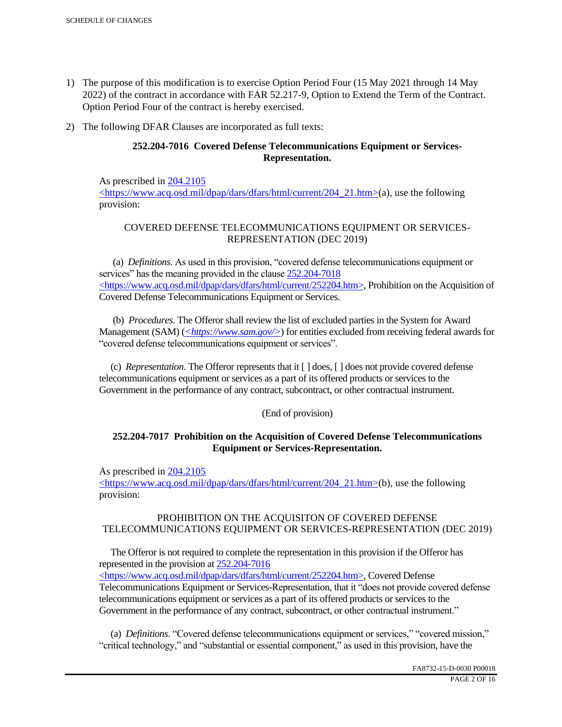1) The purpose of this modification is to exercise Option Period Four (15 May 2021 through 14 May 2022) of the contract in accordance with FAR 52.217-9, Option to Extend the Term of the Contract. Option Period Four of the contract is hereby exercised.

2) The following DFAR Clauses are incorporated as full texts:

**252.204-7016 Covered Defense Telecommunications Equipment or Services-Representation.**

As prescribed in 204.2105 <https://www.acq.osd.mil/dpap/dars/dfars/html/current/204_21.htm>(a), use the following provision:

COVERED DEFENSE TELECOMMUNICATIONS EQUIPMENT OR SERVICES-REPRESENTATION (DEC 2019)

(a) *Definitions*. As used in this provision, "covered defense telecommunications equipment or services" has the meaning provided in the clause 252.204-7018 <https://www.acq.osd.mil/dpap/dars/dfars/html/current/252204.htm>, Prohibition on the Acquisition of Covered Defense Telecommunications Equipment or Services.

(b) *Procedures*. The Offeror shall review the list of excluded parties in the System for Award Management (SAM) (*<https://www.sam.gov/>*) for entities excluded from receiving federal awards for "covered defense telecommunications equipment or services".

(c) *Representation*. The Offeror represents that it [ ] does, [ ] does not provide covered defense telecommunications equipment or services as a part of its offered products or services to the Government in the performance of any contract, subcontract, or other contractual instrument.

(End of provision)

**252.204-7017 Prohibition on the Acquisition of Covered Defense Telecommunications Equipment or Services-Representation.**

As prescribed in 204.2105 <https://www.acq.osd.mil/dpap/dars/dfars/html/current/204_21.htm>(b), use the following provision:

PROHIBITION ON THE ACQUISITON OF COVERED DEFENSE TELECOMMUNICATIONS EQUIPMENT OR SERVICES-REPRESENTATION (DEC 2019)

The Offeror is not required to complete the representation in this provision if the Offeror has represented in the provision at 252.204-7016 <https://www.acq.osd.mil/dpap/dars/dfars/html/current/252204.htm>, Covered Defense Telecommunications Equipment or Services-Representation, that it "does not provide covered defense telecommunications equipment or services as a part of its offered products or services to the Government in the performance of any contract, subcontract, or other contractual instrument."

(a) *Definitions*. "Covered defense telecommunications equipment or services," "covered mission," "critical technology," and "substantial or essential component," as used in this provision, have the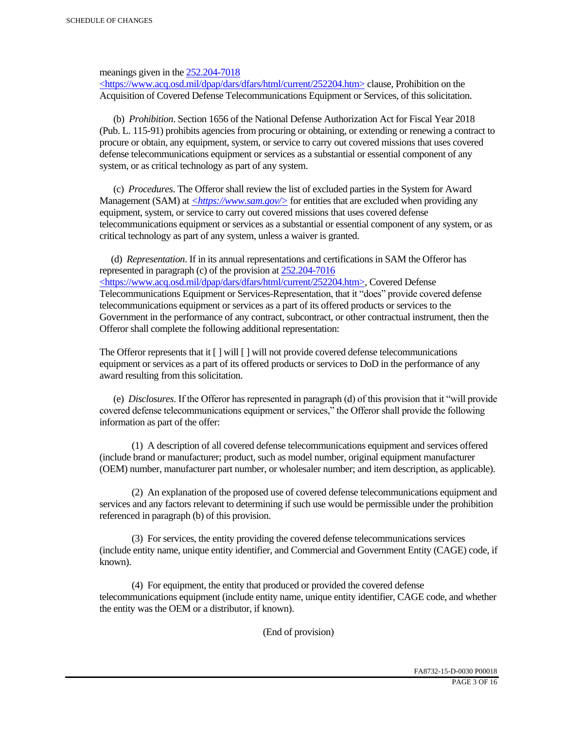meanings given in the 252.204-7018 <https://www.acq.osd.mil/dpap/dars/dfars/html/current/252204.htm> clause, Prohibition on the Acquisition of Covered Defense Telecommunications Equipment or Services, of this solicitation.

(b) *Prohibition*. Section 1656 of the National Defense Authorization Act for Fiscal Year 2018 (Pub. L. 115-91) prohibits agencies from procuring or obtaining, or extending or renewing a contract to procure or obtain, any equipment, system, or service to carry out covered missions that uses covered defense telecommunications equipment or services as a substantial or essential component of any system, or as critical technology as part of any system.

(c) *Procedures*. The Offeror shall review the list of excluded parties in the System for Award Management (SAM) at *<https://www.sam.gov/>* for entities that are excluded when providing any equipment, system, or service to carry out covered missions that uses covered defense telecommunications equipment or services as a substantial or essential component of any system, or as critical technology as part of any system, unless a waiver is granted.

(d) *Representation*. If in its annual representations and certifications in SAM the Offeror has represented in paragraph (c) of the provision at 252.204-7016 <https://www.acq.osd.mil/dpap/dars/dfars/html/current/252204.htm>, Covered Defense Telecommunications Equipment or Services-Representation, that it "does" provide covered defense telecommunications equipment or services as a part of its offered products or services to the Government in the performance of any contract, subcontract, or other contractual instrument, then the Offeror shall complete the following additional representation:

The Offeror represents that it [ ] will [ ] will not provide covered defense telecommunications equipment or services as a part of its offered products or services to DoD in the performance of any award resulting from this solicitation.

(e) *Disclosures*. If the Offeror has represented in paragraph (d) of this provision that it "will provide covered defense telecommunications equipment or services," the Offeror shall provide the following information as part of the offer:

(1) A description of all covered defense telecommunications equipment and services offered (include brand or manufacturer; product, such as model number, original equipment manufacturer (OEM) number, manufacturer part number, or wholesaler number; and item description, as applicable).

(2) An explanation of the proposed use of covered defense telecommunications equipment and services and any factors relevant to determining if such use would be permissible under the prohibition referenced in paragraph (b) of this provision.

(3) For services, the entity providing the covered defense telecommunications services (include entity name, unique entity identifier, and Commercial and Government Entity (CAGE) code, if known).

(4) For equipment, the entity that produced or provided the covered defense telecommunications equipment (include entity name, unique entity identifier, CAGE code, and whether the entity was the OEM or a distributor, if known).

(End of provision)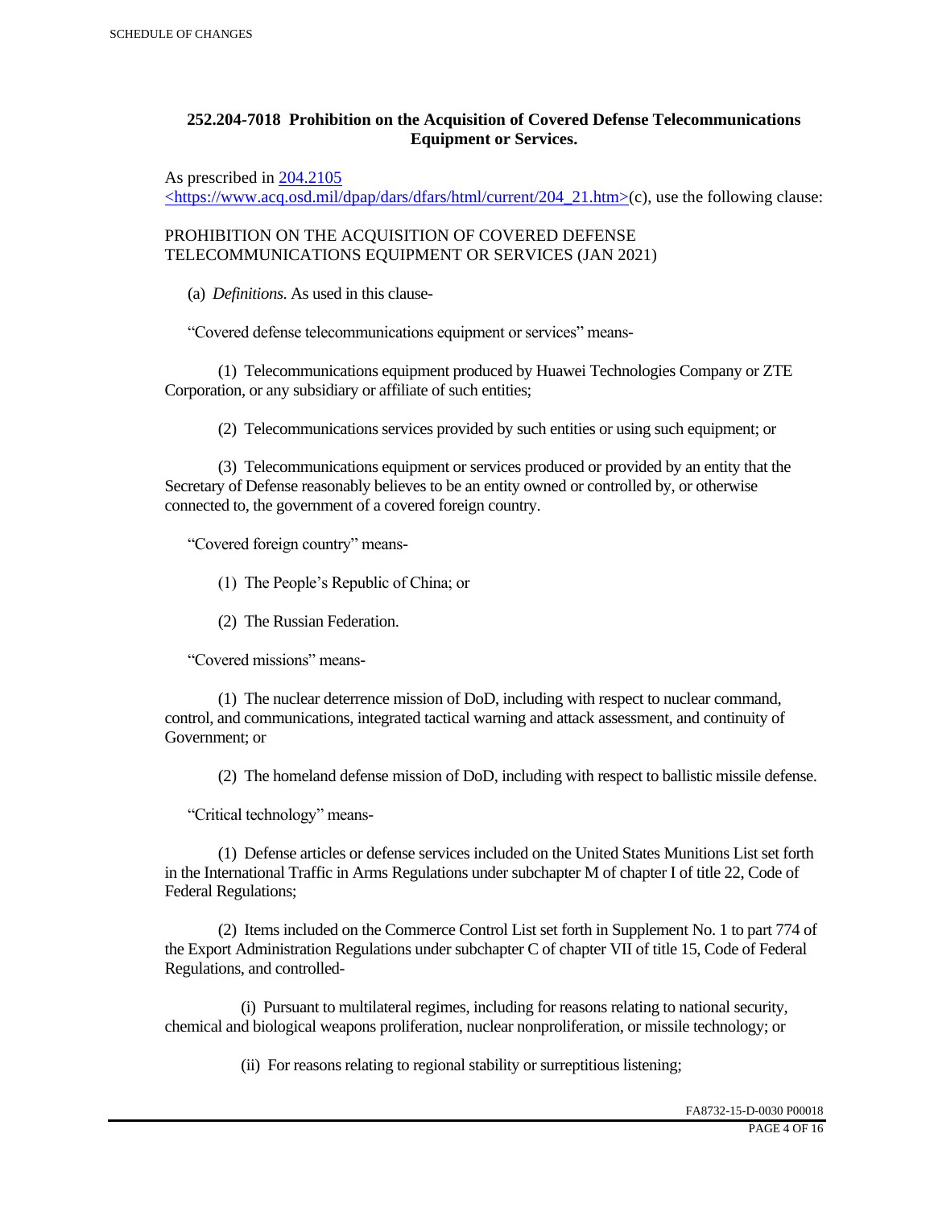**252.204-7018 Prohibition on the Acquisition of Covered Defense Telecommunications Equipment or Services.**

As prescribed in [204.2105](https://www.acq.osd.mil/dpap/dars/dfars/html/current/204_21.htm) <https://www.acq.osd.mil/dpap/dars/dfars/html/current/204_21.htm>(c), use the following clause:

PROHIBITION ON THE ACQUISITION OF COVERED DEFENSE TELECOMMUNICATIONS EQUIPMENT OR SERVICES (JAN 2021)

(a) *Definitions.* As used in this clause-

"Covered defense telecommunications equipment or services" means-

(1) Telecommunications equipment produced by Huawei Technologies Company or ZTE Corporation, or any subsidiary or affiliate of such entities;

(2) Telecommunications services provided by such entities or using such equipment; or

(3) Telecommunications equipment or services produced or provided by an entity that the Secretary of Defense reasonably believes to be an entity owned or controlled by, or otherwise connected to, the government of a covered foreign country.

"Covered foreign country" means-

(1) The People's Republic of China; or

(2) The Russian Federation.

"Covered missions" means-

(1) The nuclear deterrence mission of DoD, including with respect to nuclear command, control, and communications, integrated tactical warning and attack assessment, and continuity of Government; or

(2) The homeland defense mission of DoD, including with respect to ballistic missile defense.

"Critical technology" means-

(1) Defense articles or defense services included on the United States Munitions List set forth in the International Traffic in Arms Regulations under subchapter M of chapter I of title 22, Code of Federal Regulations;

(2) Items included on the Commerce Control List set forth in Supplement No. 1 to part 774 of the Export Administration Regulations under subchapter C of chapter VII of title 15, Code of Federal Regulations, and controlled-

(i) Pursuant to multilateral regimes, including for reasons relating to national security, chemical and biological weapons proliferation, nuclear nonproliferation, or missile technology; or

(ii) For reasons relating to regional stability or surreptitious listening;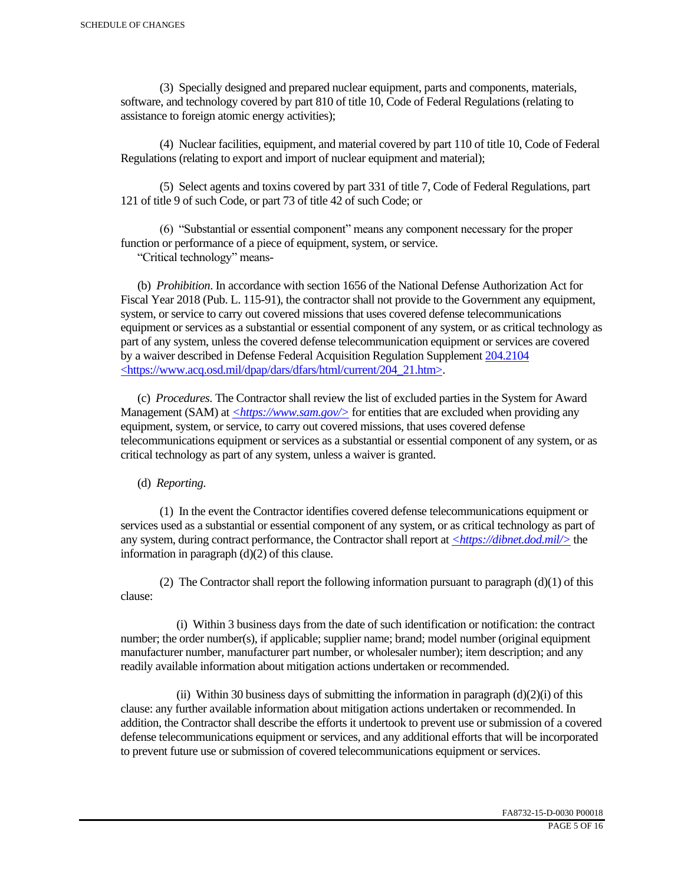(3) Specially designed and prepared nuclear equipment, parts and components, materials, software, and technology covered by part 810 of title 10, Code of Federal Regulations (relating to assistance to foreign atomic energy activities);

(4) Nuclear facilities, equipment, and material covered by part 110 of title 10, Code of Federal Regulations (relating to export and import of nuclear equipment and material);

(5) Select agents and toxins covered by part 331 of title 7, Code of Federal Regulations, part 121 of title 9 of such Code, or part 73 of title 42 of such Code; or

(6) "Substantial or essential component" means any component necessary for the proper function or performance of a piece of equipment, system, or service.

"Critical technology" means-

(b) *Prohibition*. In accordance with section 1656 of the National Defense Authorization Act for Fiscal Year 2018 (Pub. L. 115-91), the contractor shall not provide to the Government any equipment, system, or service to carry out covered missions that uses covered defense telecommunications equipment or services as a substantial or essential component of any system, or as critical technology as part of any system, unless the covered defense telecommunication equipment or services are covered by a waiver described in Defense Federal Acquisition Regulation Supplement 204.2104 <https://www.acq.osd.mil/dpap/dars/dfars/html/current/204_21.htm>.

(c) *Procedures*. The Contractor shall review the list of excluded parties in the System for Award Management (SAM) at *<https://www.sam.gov/>* for entities that are excluded when providing any equipment, system, or service, to carry out covered missions, that uses covered defense telecommunications equipment or services as a substantial or essential component of any system, or as critical technology as part of any system, unless a waiver is granted.

(d) *Reporting*.

(1) In the event the Contractor identifies covered defense telecommunications equipment or services used as a substantial or essential component of any system, or as critical technology as part of any system, during contract performance, the Contractor shall report at *<https://dibnet.dod.mil/>* the information in paragraph (d)(2) of this clause.

(2) The Contractor shall report the following information pursuant to paragraph (d)(1) of this clause:

(i) Within 3 business days from the date of such identification or notification: the contract number; the order number(s), if applicable; supplier name; brand; model number (original equipment manufacturer number, manufacturer part number, or wholesaler number); item description; and any readily available information about mitigation actions undertaken or recommended.

(ii) Within 30 business days of submitting the information in paragraph (d)(2)(i) of this clause: any further available information about mitigation actions undertaken or recommended. In addition, the Contractor shall describe the efforts it undertook to prevent use or submission of a covered defense telecommunications equipment or services, and any additional efforts that will be incorporated to prevent future use or submission of covered telecommunications equipment or services.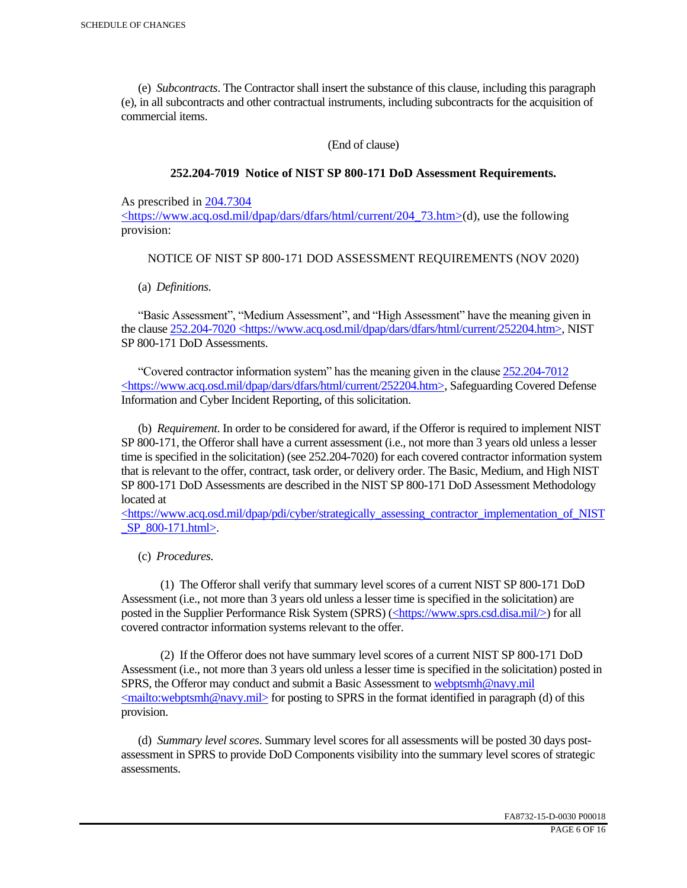(e) *Subcontracts*. The Contractor shall insert the substance of this clause, including this paragraph (e), in all subcontracts and other contractual instruments, including subcontracts for the acquisition of commercial items.

(End of clause)

**252.204-7019 Notice of NIST SP 800-171 DoD Assessment Requirements.**

As prescribed in 204.7304 <https://www.acq.osd.mil/dpap/dars/dfars/html/current/204_73.htm>(d), use the following provision:

NOTICE OF NIST SP 800-171 DOD ASSESSMENT REQUIREMENTS (NOV 2020)

(a) *Definitions.*

"Basic Assessment", "Medium Assessment", and "High Assessment" have the meaning given in the clause 252.204-7020 <https://www.acq.osd.mil/dpap/dars/dfars/html/current/252204.htm>, NIST SP 800-171 DoD Assessments.

"Covered contractor information system" has the meaning given in the clause 252.204-7012 <https://www.acq.osd.mil/dpap/dars/dfars/html/current/252204.htm>, Safeguarding Covered Defense Information and Cyber Incident Reporting, of this solicitation.

(b) *Requirement*. In order to be considered for award, if the Offeror is required to implement NIST SP 800-171, the Offeror shall have a current assessment (i.e., not more than 3 years old unless a lesser time is specified in the solicitation) (see 252.204-7020) for each covered contractor information system that is relevant to the offer, contract, task order, or delivery order. The Basic, Medium, and High NIST SP 800-171 DoD Assessments are described in the NIST SP 800-171 DoD Assessment Methodology located at <https://www.acq.osd.mil/dpap/pdi/cyber/strategically_assessing_contractor_implementation_of_NIST_SP_800-171.html>.

(c) *Procedures.*

(1) The Offeror shall verify that summary level scores of a current NIST SP 800-171 DoD Assessment (i.e., not more than 3 years old unless a lesser time is specified in the solicitation) are posted in the Supplier Performance Risk System (SPRS) (<https://www.sprs.csd.disa.mil/>) for all covered contractor information systems relevant to the offer.

(2) If the Offeror does not have summary level scores of a current NIST SP 800-171 DoD Assessment (i.e., not more than 3 years old unless a lesser time is specified in the solicitation) posted in SPRS, the Offeror may conduct and submit a Basic Assessment to webptsmh@navy.mil <mailto:webptsmh@navy.mil> for posting to SPRS in the format identified in paragraph (d) of this provision.

(d) *Summary level scores*. Summary level scores for all assessments will be posted 30 days post-assessment in SPRS to provide DoD Components visibility into the summary level scores of strategic assessments.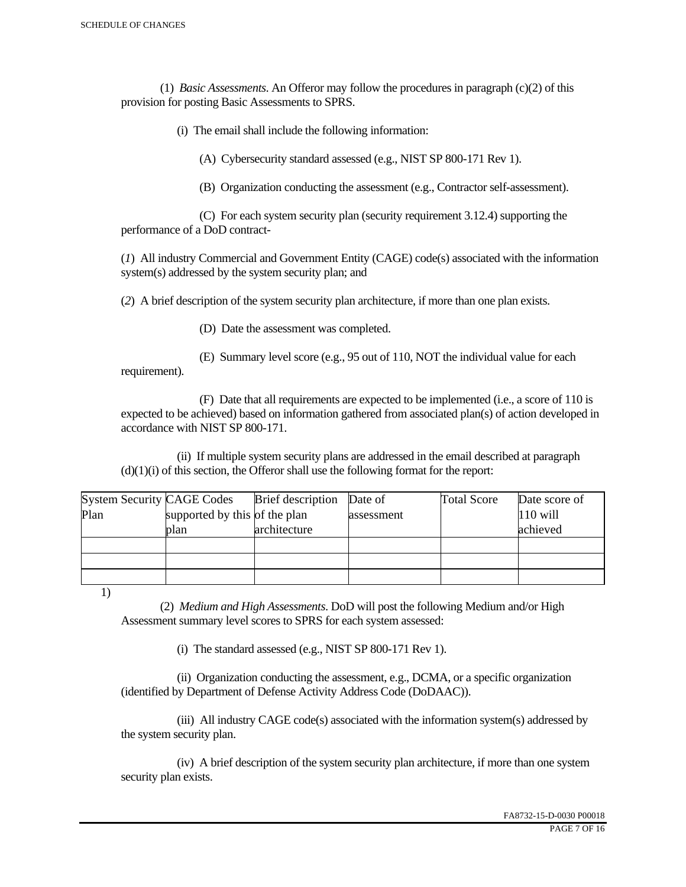(1) *Basic Assessments*. An Offeror may follow the procedures in paragraph (c)(2) of this provision for posting Basic Assessments to SPRS.

(i) The email shall include the following information:

(A) Cybersecurity standard assessed (e.g., NIST SP 800-171 Rev 1).

(B) Organization conducting the assessment (e.g., Contractor self-assessment).

(C) For each system security plan (security requirement 3.12.4) supporting the performance of a DoD contract-

(*1*) All industry Commercial and Government Entity (CAGE) code(s) associated with the information system(s) addressed by the system security plan; and

(*2*) A brief description of the system security plan architecture, if more than one plan exists.

(D) Date the assessment was completed.

(E) Summary level score (e.g., 95 out of 110, NOT the individual value for each requirement).

(F) Date that all requirements are expected to be implemented (i.e., a score of 110 is expected to be achieved) based on information gathered from associated plan(s) of action developed in accordance with NIST SP 800-171.

(ii) If multiple system security plans are addressed in the email described at paragraph (d)(1)(i) of this section, the Offeror shall use the following format for the report:

| System Security Plan | CAGE Codes supported by this plan | Brief description of the plan architecture | Date of assessment | Total Score | Date score of 110 will achieved |
|---|---|---|---|---|---|
| | | | | | |
| | | | | | |
| | | | | | |

1)

(2) *Medium and High Assessments*. DoD will post the following Medium and/or High Assessment summary level scores to SPRS for each system assessed:

(i) The standard assessed (e.g., NIST SP 800-171 Rev 1).

(ii) Organization conducting the assessment, e.g., DCMA, or a specific organization (identified by Department of Defense Activity Address Code (DoDAAC)).

(iii) All industry CAGE code(s) associated with the information system(s) addressed by the system security plan.

(iv) A brief description of the system security plan architecture, if more than one system security plan exists.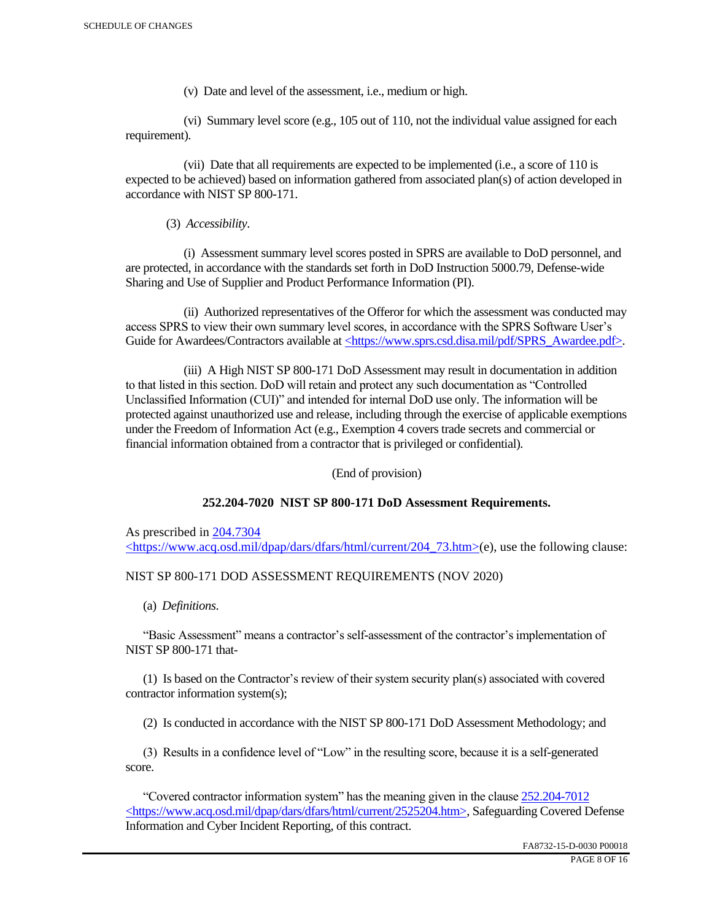(v) Date and level of the assessment, i.e., medium or high.

(vi) Summary level score (e.g., 105 out of 110, not the individual value assigned for each requirement).

(vii) Date that all requirements are expected to be implemented (i.e., a score of 110 is expected to be achieved) based on information gathered from associated plan(s) of action developed in accordance with NIST SP 800-171.

(3) *Accessibility.*

(i) Assessment summary level scores posted in SPRS are available to DoD personnel, and are protected, in accordance with the standards set forth in DoD Instruction 5000.79, Defense-wide Sharing and Use of Supplier and Product Performance Information (PI).

(ii) Authorized representatives of the Offeror for which the assessment was conducted may access SPRS to view their own summary level scores, in accordance with the SPRS Software User's Guide for Awardees/Contractors available at <https://www.sprs.csd.disa.mil/pdf/SPRS_Awardee.pdf>.

(iii) A High NIST SP 800-171 DoD Assessment may result in documentation in addition to that listed in this section. DoD will retain and protect any such documentation as "Controlled Unclassified Information (CUI)" and intended for internal DoD use only. The information will be protected against unauthorized use and release, including through the exercise of applicable exemptions under the Freedom of Information Act (e.g., Exemption 4 covers trade secrets and commercial or financial information obtained from a contractor that is privileged or confidential).

(End of provision)

**252.204-7020 NIST SP 800-171 DoD Assessment Requirements.**

As prescribed in 204.7304 <https://www.acq.osd.mil/dpap/dars/dfars/html/current/204_73.htm>(e), use the following clause:

NIST SP 800-171 DOD ASSESSMENT REQUIREMENTS (NOV 2020)

(a) *Definitions.*

"Basic Assessment" means a contractor's self-assessment of the contractor's implementation of NIST SP 800-171 that-

(1) Is based on the Contractor's review of their system security plan(s) associated with covered contractor information system(s);

(2) Is conducted in accordance with the NIST SP 800-171 DoD Assessment Methodology; and

(3) Results in a confidence level of "Low" in the resulting score, because it is a self-generated score.

"Covered contractor information system" has the meaning given in the clause 252.204-7012 <https://www.acq.osd.mil/dpap/dars/dfars/html/current/2525204.htm>, Safeguarding Covered Defense Information and Cyber Incident Reporting, of this contract.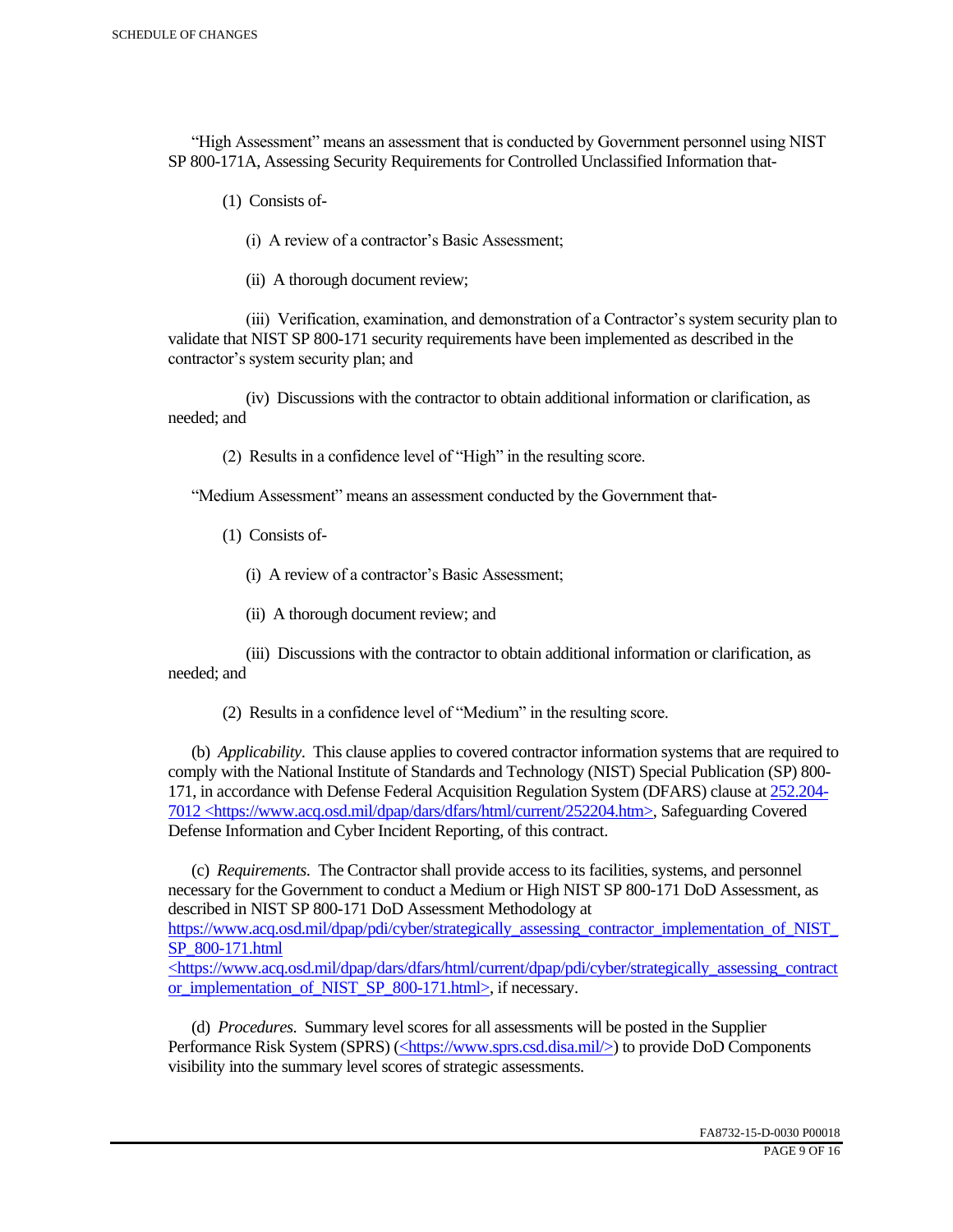"High Assessment" means an assessment that is conducted by Government personnel using NIST SP 800-171A, Assessing Security Requirements for Controlled Unclassified Information that-

(1) Consists of-

(i) A review of a contractor's Basic Assessment;

(ii) A thorough document review;

(iii) Verification, examination, and demonstration of a Contractor's system security plan to validate that NIST SP 800-171 security requirements have been implemented as described in the contractor's system security plan; and

(iv) Discussions with the contractor to obtain additional information or clarification, as needed; and

(2) Results in a confidence level of "High" in the resulting score.

"Medium Assessment" means an assessment conducted by the Government that-

(1) Consists of-

(i) A review of a contractor's Basic Assessment;

(ii) A thorough document review; and

(iii) Discussions with the contractor to obtain additional information or clarification, as needed; and

(2) Results in a confidence level of "Medium" in the resulting score.

(b) *Applicability*. This clause applies to covered contractor information systems that are required to comply with the National Institute of Standards and Technology (NIST) Special Publication (SP) 800-171, in accordance with Defense Federal Acquisition Regulation System (DFARS) clause at 252.204-7012 <https://www.acq.osd.mil/dpap/dars/dfars/html/current/252204.htm>, Safeguarding Covered Defense Information and Cyber Incident Reporting, of this contract.

(c) *Requirements*. The Contractor shall provide access to its facilities, systems, and personnel necessary for the Government to conduct a Medium or High NIST SP 800-171 DoD Assessment, as described in NIST SP 800-171 DoD Assessment Methodology at https://www.acq.osd.mil/dpap/pdi/cyber/strategically_assessing_contractor_implementation_of_NIST_SP_800-171.html <https://www.acq.osd.mil/dpap/dars/dfars/html/current/dpap/pdi/cyber/strategically_assessing_contractor_implementation_of_NIST_SP_800-171.html>, if necessary.

(d) *Procedures*. Summary level scores for all assessments will be posted in the Supplier Performance Risk System (SPRS) (<https://www.sprs.csd.disa.mil/>) to provide DoD Components visibility into the summary level scores of strategic assessments.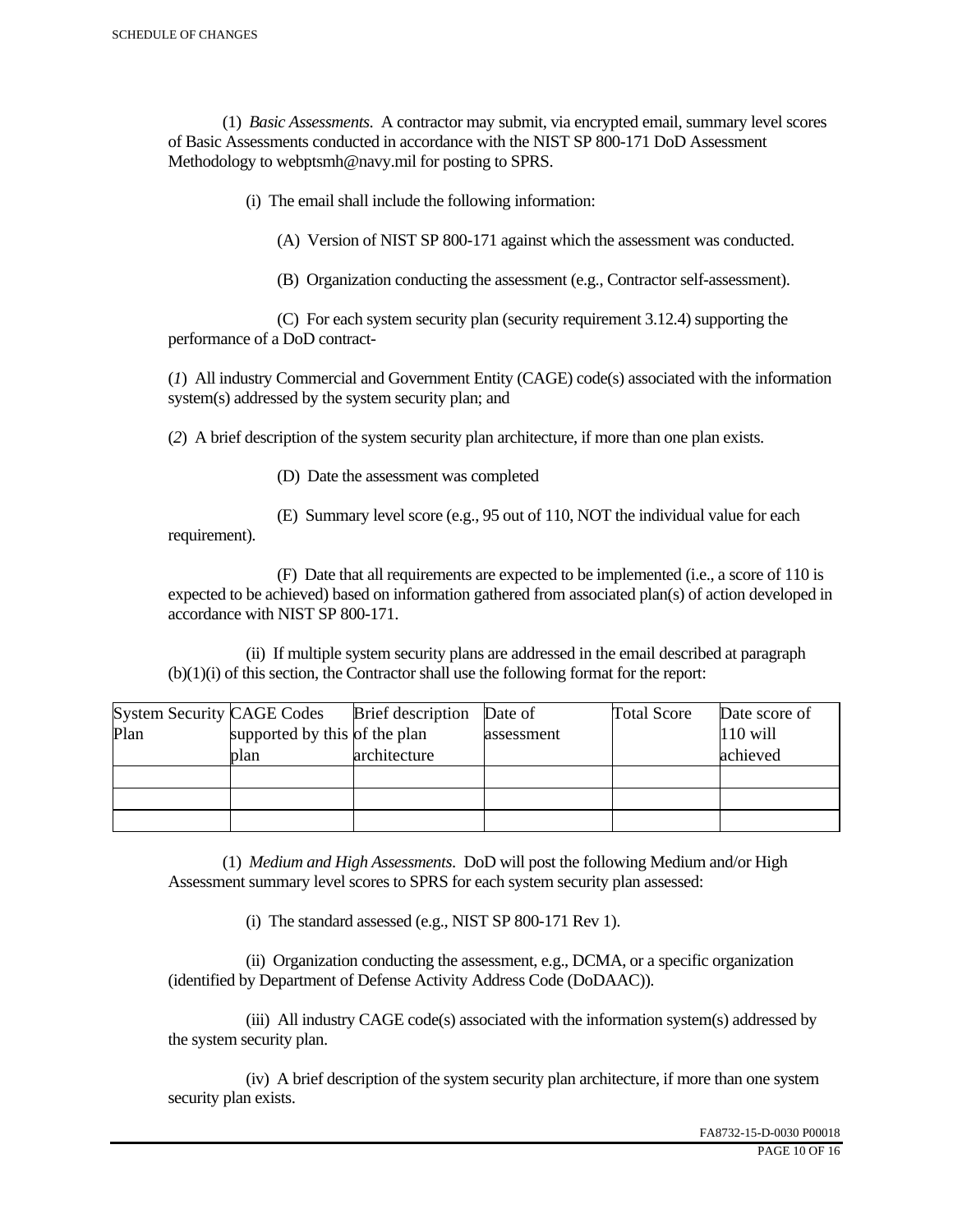(1) *Basic Assessments.* A contractor may submit, via encrypted email, summary level scores of Basic Assessments conducted in accordance with the NIST SP 800-171 DoD Assessment Methodology to webptsmh@navy.mil for posting to SPRS.

(i) The email shall include the following information:

(A) Version of NIST SP 800-171 against which the assessment was conducted.

(B) Organization conducting the assessment (e.g., Contractor self-assessment).

(C) For each system security plan (security requirement 3.12.4) supporting the performance of a DoD contract-

(*1*) All industry Commercial and Government Entity (CAGE) code(s) associated with the information system(s) addressed by the system security plan; and

(*2*) A brief description of the system security plan architecture, if more than one plan exists.

(D) Date the assessment was completed

(E) Summary level score (e.g., 95 out of 110, NOT the individual value for each requirement).

(F) Date that all requirements are expected to be implemented (i.e., a score of 110 is expected to be achieved) based on information gathered from associated plan(s) of action developed in accordance with NIST SP 800-171.

(ii) If multiple system security plans are addressed in the email described at paragraph (b)(1)(i) of this section, the Contractor shall use the following format for the report:

| System Security Plan | CAGE Codes supported by this plan | Brief description of the plan architecture | Date of assessment | Total Score | Date score of 110 will achieved |
|---|---|---|---|---|---|
| | | | | | |
| | | | | | |
| | | | | | |

(1) *Medium and High Assessments.* DoD will post the following Medium and/or High Assessment summary level scores to SPRS for each system security plan assessed:

(i) The standard assessed (e.g., NIST SP 800-171 Rev 1).

(ii) Organization conducting the assessment, e.g., DCMA, or a specific organization (identified by Department of Defense Activity Address Code (DoDAAC)).

(iii) All industry CAGE code(s) associated with the information system(s) addressed by the system security plan.

(iv) A brief description of the system security plan architecture, if more than one system security plan exists.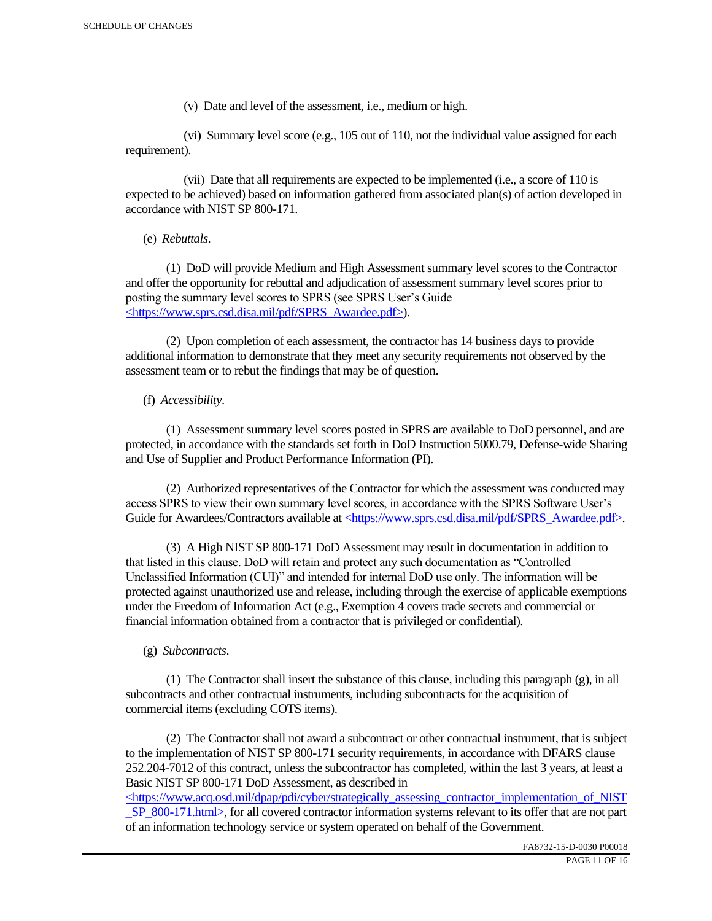(v) Date and level of the assessment, i.e., medium or high.

(vi) Summary level score (e.g., 105 out of 110, not the individual value assigned for each requirement).

(vii) Date that all requirements are expected to be implemented (i.e., a score of 110 is expected to be achieved) based on information gathered from associated plan(s) of action developed in accordance with NIST SP 800-171.

(e) *Rebuttals*.

(1) DoD will provide Medium and High Assessment summary level scores to the Contractor and offer the opportunity for rebuttal and adjudication of assessment summary level scores prior to posting the summary level scores to SPRS (see SPRS User's Guide <https://www.sprs.csd.disa.mil/pdf/SPRS_Awardee.pdf>).

(2) Upon completion of each assessment, the contractor has 14 business days to provide additional information to demonstrate that they meet any security requirements not observed by the assessment team or to rebut the findings that may be of question.

(f) *Accessibility*.

(1) Assessment summary level scores posted in SPRS are available to DoD personnel, and are protected, in accordance with the standards set forth in DoD Instruction 5000.79, Defense-wide Sharing and Use of Supplier and Product Performance Information (PI).

(2) Authorized representatives of the Contractor for which the assessment was conducted may access SPRS to view their own summary level scores, in accordance with the SPRS Software User's Guide for Awardees/Contractors available at <https://www.sprs.csd.disa.mil/pdf/SPRS_Awardee.pdf>.

(3) A High NIST SP 800-171 DoD Assessment may result in documentation in addition to that listed in this clause. DoD will retain and protect any such documentation as "Controlled Unclassified Information (CUI)" and intended for internal DoD use only. The information will be protected against unauthorized use and release, including through the exercise of applicable exemptions under the Freedom of Information Act (e.g., Exemption 4 covers trade secrets and commercial or financial information obtained from a contractor that is privileged or confidential).

(g) *Subcontracts*.

(1) The Contractor shall insert the substance of this clause, including this paragraph (g), in all subcontracts and other contractual instruments, including subcontracts for the acquisition of commercial items (excluding COTS items).

(2) The Contractor shall not award a subcontract or other contractual instrument, that is subject to the implementation of NIST SP 800-171 security requirements, in accordance with DFARS clause 252.204-7012 of this contract, unless the subcontractor has completed, within the last 3 years, at least a Basic NIST SP 800-171 DoD Assessment, as described in <https://www.acq.osd.mil/dpap/pdi/cyber/strategically_assessing_contractor_implementation_of_NIST_SP_800-171.html>, for all covered contractor information systems relevant to its offer that are not part of an information technology service or system operated on behalf of the Government.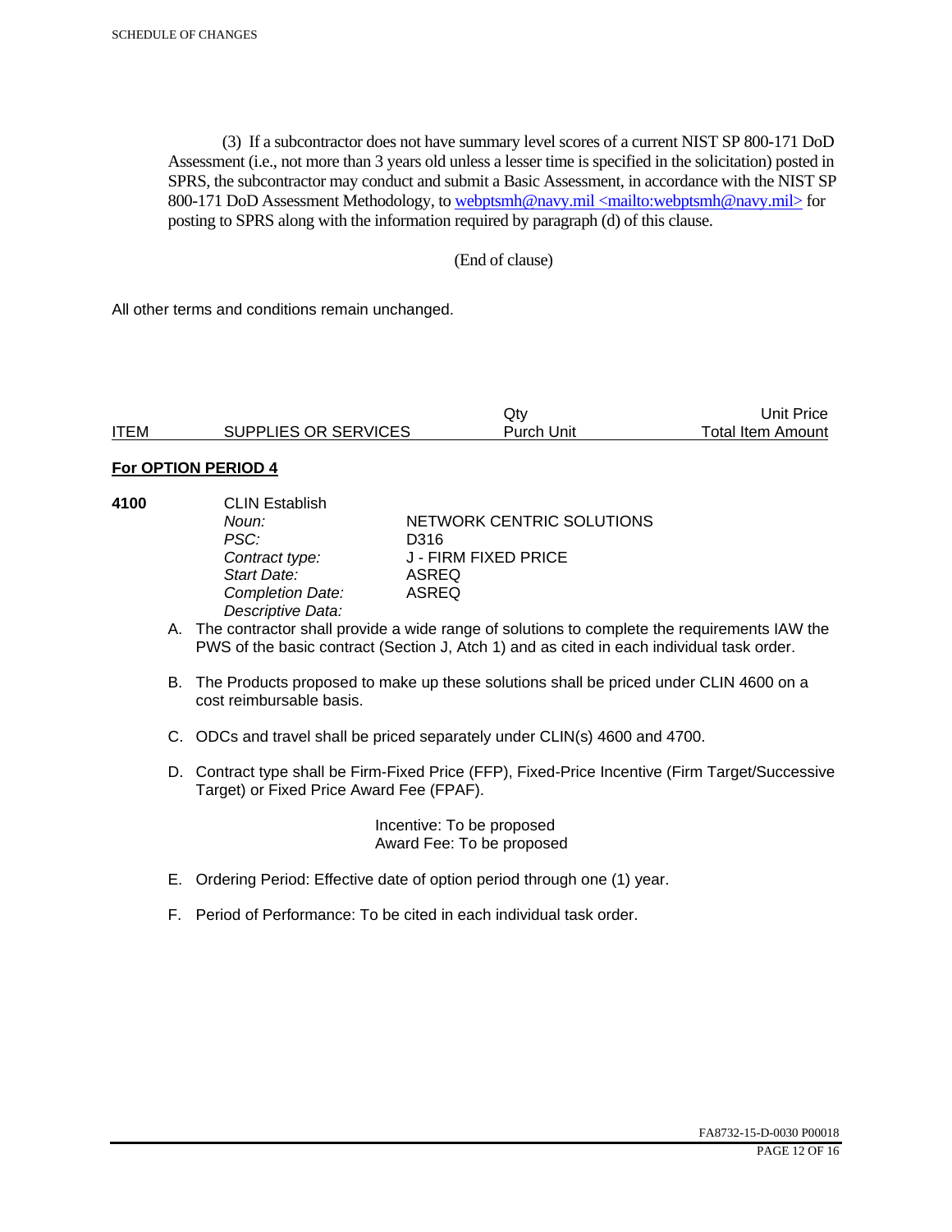(3) If a subcontractor does not have summary level scores of a current NIST SP 800-171 DoD Assessment (i.e., not more than 3 years old unless a lesser time is specified in the solicitation) posted in SPRS, the subcontractor may conduct and submit a Basic Assessment, in accordance with the NIST SP 800-171 DoD Assessment Methodology, to webptsmh@navy.mil <mailto:webptsmh@navy.mil> for posting to SPRS along with the information required by paragraph (d) of this clause.

(End of clause)

All other terms and conditions remain unchanged.

| ITEM | SUPPLIES OR SERVICES | Qty Purch Unit | Unit Price Total Item Amount |
|---|---|---|---|

**For OPTION PERIOD 4**

**4100** CLIN Establish

*Noun:* NETWORK CENTRIC SOLUTIONS
*PSC:* D316
*Contract type:* J - FIRM FIXED PRICE
*Start Date:* ASREQ
*Completion Date:* ASREQ
*Descriptive Data:*

A. The contractor shall provide a wide range of solutions to complete the requirements IAW the PWS of the basic contract (Section J, Atch 1) and as cited in each individual task order.

B. The Products proposed to make up these solutions shall be priced under CLIN 4600 on a cost reimbursable basis.

C. ODCs and travel shall be priced separately under CLIN(s) 4600 and 4700.

D. Contract type shall be Firm-Fixed Price (FFP), Fixed-Price Incentive (Firm Target/Successive Target) or Fixed Price Award Fee (FPAF).

Incentive: To be proposed
Award Fee: To be proposed

E. Ordering Period: Effective date of option period through one (1) year.

F. Period of Performance: To be cited in each individual task order.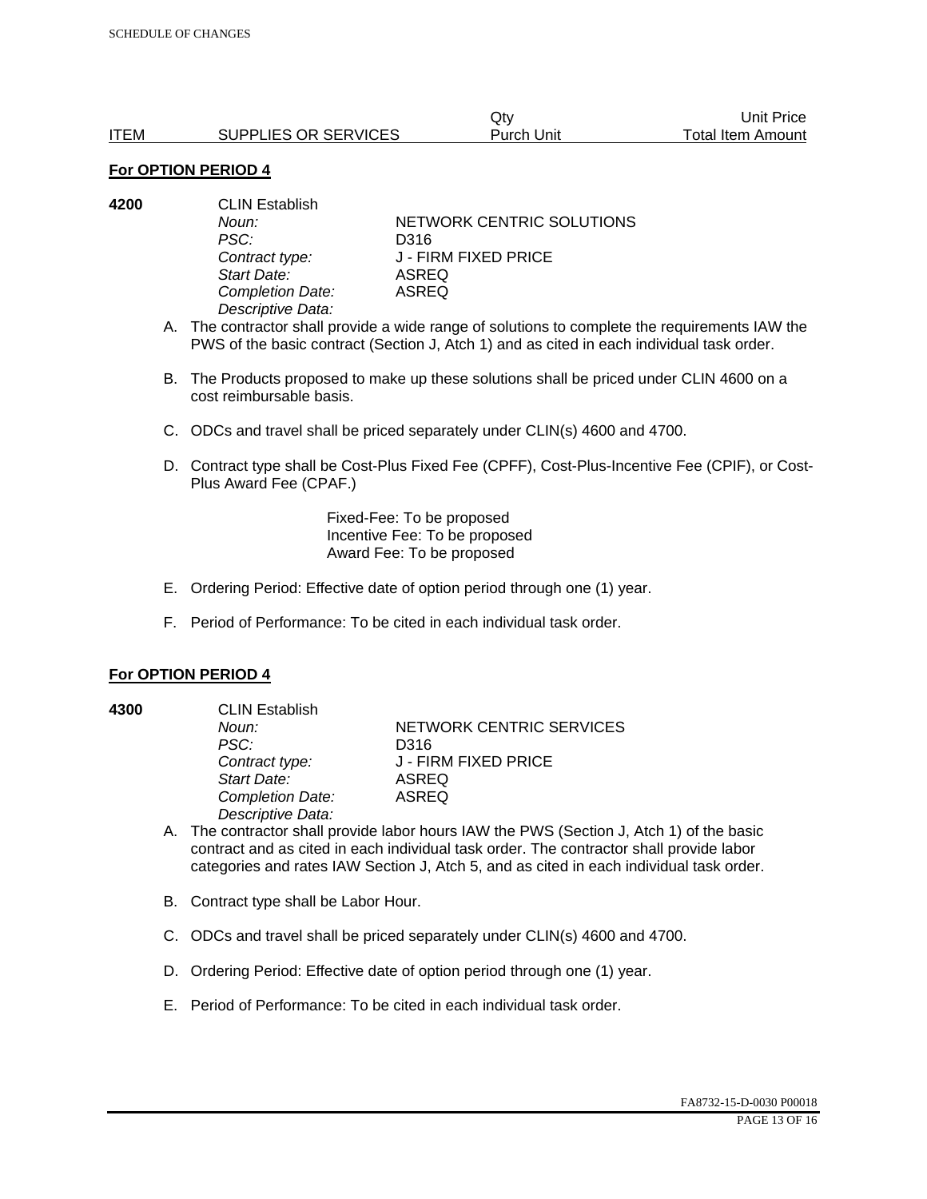| ITEM | SUPPLIES OR SERVICES | Qty<br>Purch Unit | Unit Price<br>Total Item Amount |
|---|---|---|---|

**For OPTION PERIOD 4**

**4200** CLIN Establish

*Noun:* NETWORK CENTRIC SOLUTIONS
*PSC:* D316
*Contract type:* J - FIRM FIXED PRICE
*Start Date:* ASREQ
*Completion Date:* ASREQ
*Descriptive Data:*

A. The contractor shall provide a wide range of solutions to complete the requirements IAW the PWS of the basic contract (Section J, Atch 1) and as cited in each individual task order.

B. The Products proposed to make up these solutions shall be priced under CLIN 4600 on a cost reimbursable basis.

C. ODCs and travel shall be priced separately under CLIN(s) 4600 and 4700.

D. Contract type shall be Cost-Plus Fixed Fee (CPFF), Cost-Plus-Incentive Fee (CPIF), or Cost-Plus Award Fee (CPAF.)

Fixed-Fee: To be proposed
Incentive Fee: To be proposed
Award Fee: To be proposed

E. Ordering Period: Effective date of option period through one (1) year.

F. Period of Performance: To be cited in each individual task order.

**For OPTION PERIOD 4**

**4300** CLIN Establish

*Noun:* NETWORK CENTRIC SERVICES
*PSC:* D316
*Contract type:* J - FIRM FIXED PRICE
*Start Date:* ASREQ
*Completion Date:* ASREQ
*Descriptive Data:*

A. The contractor shall provide labor hours IAW the PWS (Section J, Atch 1) of the basic contract and as cited in each individual task order. The contractor shall provide labor categories and rates IAW Section J, Atch 5, and as cited in each individual task order.

B. Contract type shall be Labor Hour.

C. ODCs and travel shall be priced separately under CLIN(s) 4600 and 4700.

D. Ordering Period: Effective date of option period through one (1) year.

E. Period of Performance: To be cited in each individual task order.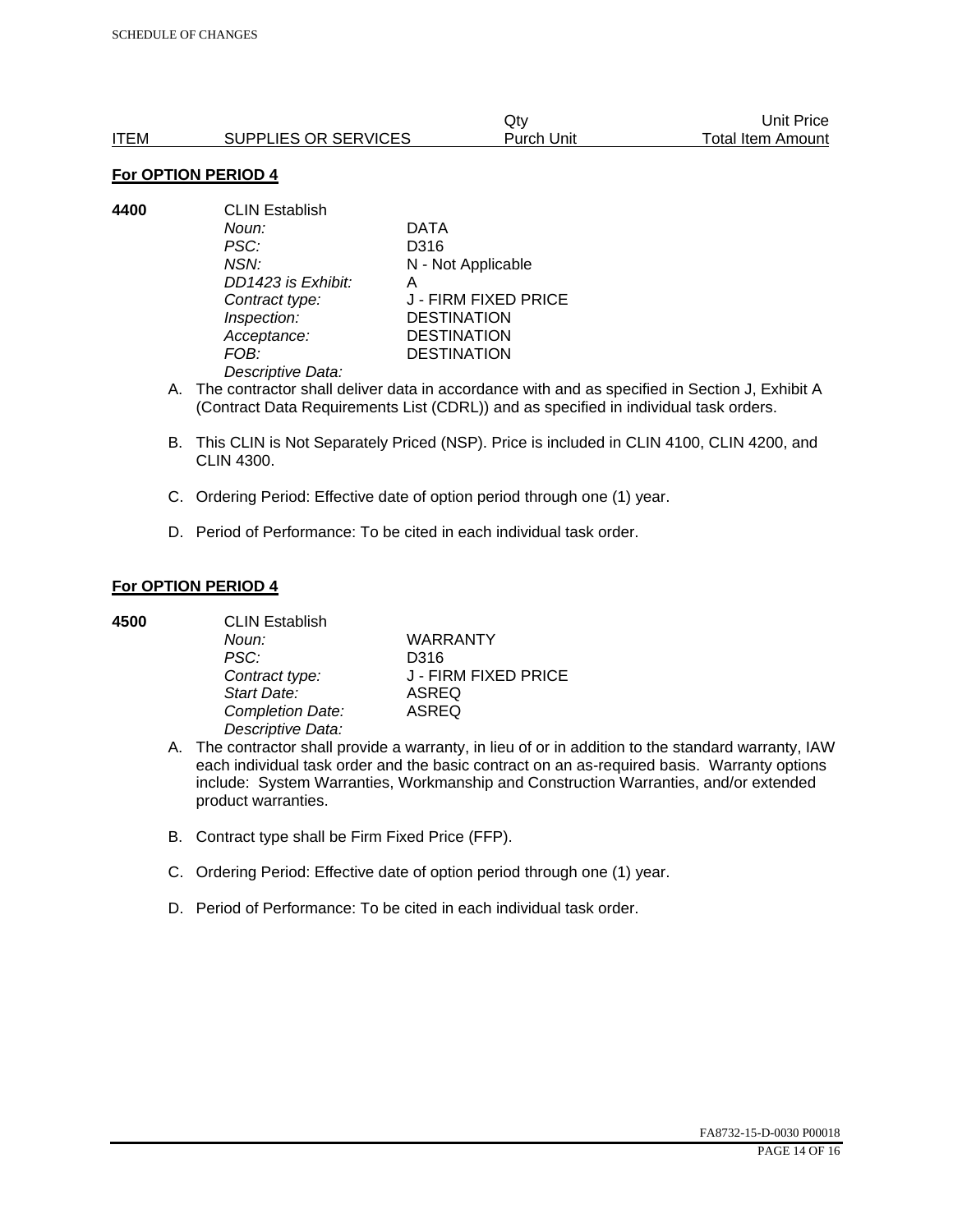| ITEM | SUPPLIES OR SERVICES | Qty Purch Unit | Unit Price Total Item Amount |
|---|---|---|---|

**For OPTION PERIOD 4**

**4400** CLIN Establish

| | |
|---|---|
| *Noun:* | DATA |
| *PSC:* | D316 |
| *NSN:* | N - Not Applicable |
| *DD1423 is Exhibit:* | A |
| *Contract type:* | J - FIRM FIXED PRICE |
| *Inspection:* | DESTINATION |
| *Acceptance:* | DESTINATION |
| *FOB:* | DESTINATION |
| *Descriptive Data:* | |

A. The contractor shall deliver data in accordance with and as specified in Section J, Exhibit A (Contract Data Requirements List (CDRL)) and as specified in individual task orders.

B. This CLIN is Not Separately Priced (NSP). Price is included in CLIN 4100, CLIN 4200, and CLIN 4300.

C. Ordering Period: Effective date of option period through one (1) year.

D. Period of Performance: To be cited in each individual task order.

**For OPTION PERIOD 4**

**4500** CLIN Establish

| | |
|---|---|
| *Noun:* | WARRANTY |
| *PSC:* | D316 |
| *Contract type:* | J - FIRM FIXED PRICE |
| *Start Date:* | ASREQ |
| *Completion Date:* | ASREQ |
| *Descriptive Data:* | |

A. The contractor shall provide a warranty, in lieu of or in addition to the standard warranty, IAW each individual task order and the basic contract on an as-required basis. Warranty options include: System Warranties, Workmanship and Construction Warranties, and/or extended product warranties.

B. Contract type shall be Firm Fixed Price (FFP).

C. Ordering Period: Effective date of option period through one (1) year.

D. Period of Performance: To be cited in each individual task order.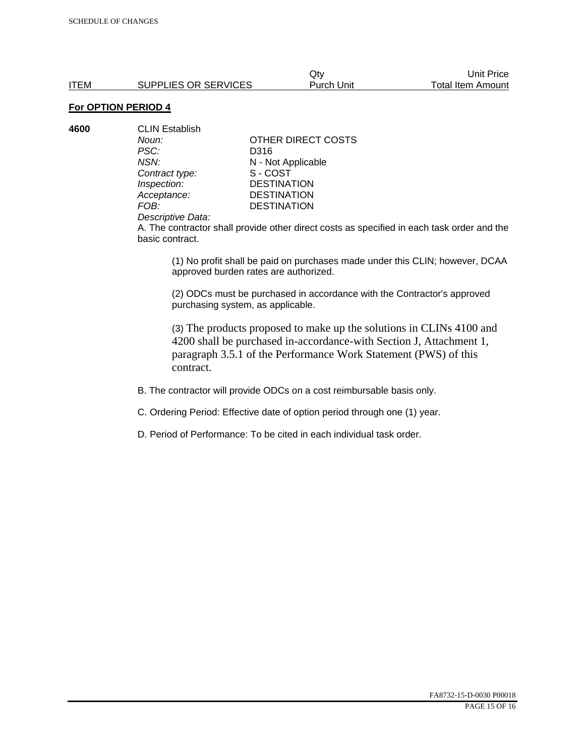| ITEM | SUPPLIES OR SERVICES | Qty Purch Unit | Unit Price Total Item Amount |
|---|---|---|---|

**For OPTION PERIOD 4**

**4600** CLIN Establish

| | |
|---|---|
| *Noun:* | OTHER DIRECT COSTS |
| *PSC:* | D316 |
| *NSN:* | N - Not Applicable |
| *Contract type:* | S - COST |
| *Inspection:* | DESTINATION |
| *Acceptance:* | DESTINATION |
| *FOB:* | DESTINATION |

*Descriptive Data:*

A. The contractor shall provide other direct costs as specified in each task order and the basic contract.

(1) No profit shall be paid on purchases made under this CLIN; however, DCAA approved burden rates are authorized.

(2) ODCs must be purchased in accordance with the Contractor's approved purchasing system, as applicable.

(3) The products proposed to make up the solutions in CLINs 4100 and 4200 shall be purchased in-accordance-with Section J, Attachment 1, paragraph 3.5.1 of the Performance Work Statement (PWS) of this contract.

B. The contractor will provide ODCs on a cost reimbursable basis only.

C. Ordering Period: Effective date of option period through one (1) year.

D. Period of Performance: To be cited in each individual task order.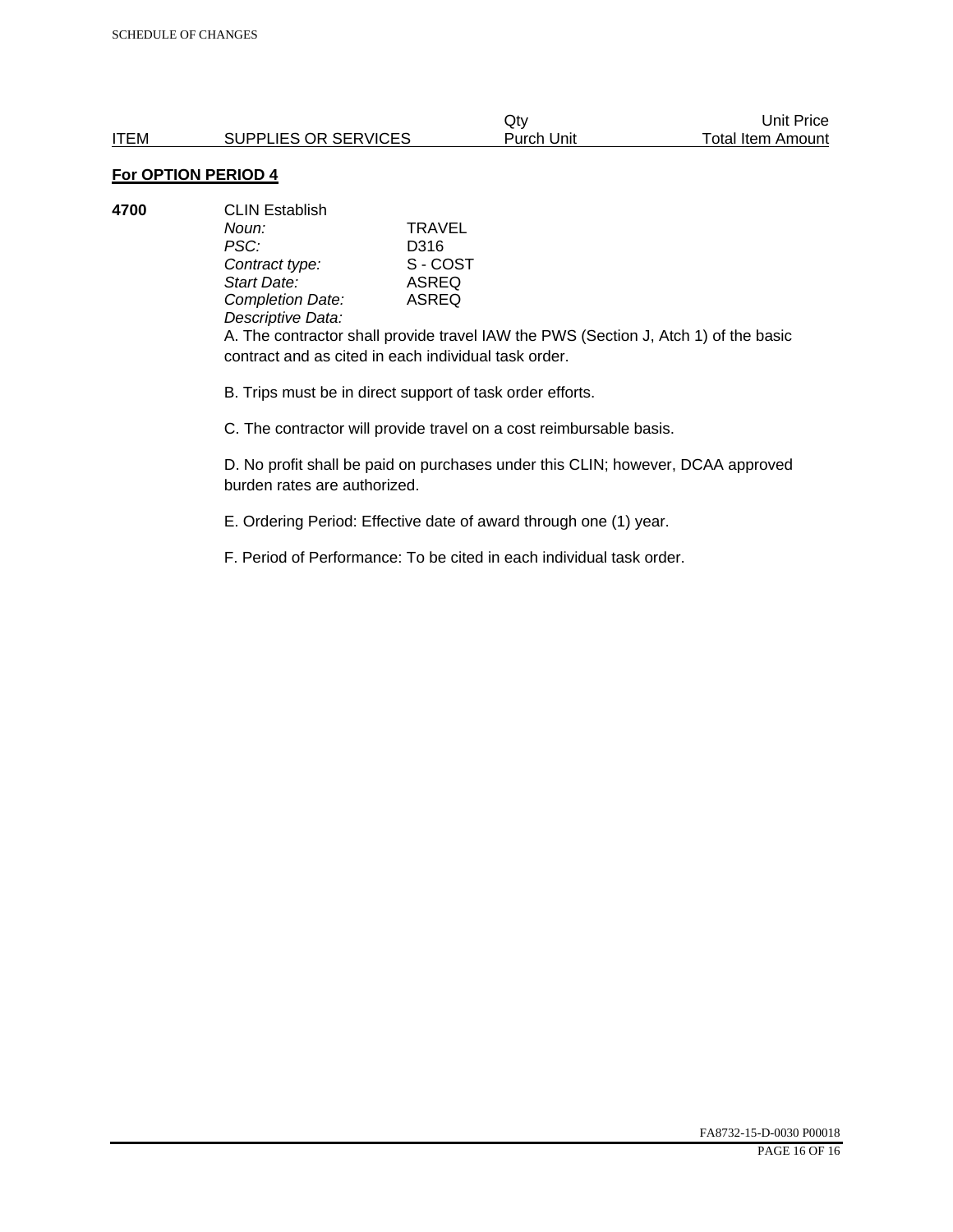| ITEM | SUPPLIES OR SERVICES | Qty Purch Unit | Unit Price Total Item Amount |
| --- | --- | --- | --- |

**For OPTION PERIOD 4**

**4700** CLIN Establish

| | |
| --- | --- |
| *Noun:* | TRAVEL |
| *PSC:* | D316 |
| *Contract type:* | S - COST |
| *Start Date:* | ASREQ |
| *Completion Date:* | ASREQ |
| *Descriptive Data:* | |

A. The contractor shall provide travel IAW the PWS (Section J, Atch 1) of the basic contract and as cited in each individual task order.

B. Trips must be in direct support of task order efforts.

C. The contractor will provide travel on a cost reimbursable basis.

D. No profit shall be paid on purchases under this CLIN; however, DCAA approved burden rates are authorized.

E. Ordering Period: Effective date of award through one (1) year.

F. Period of Performance: To be cited in each individual task order.